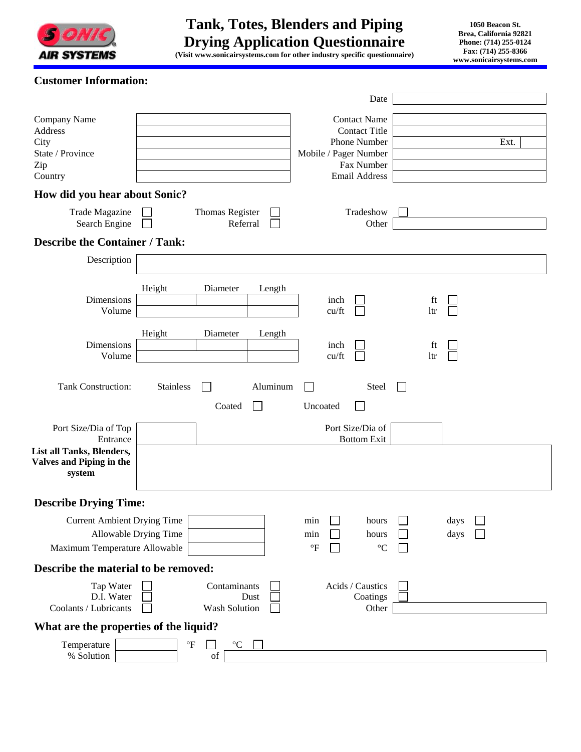# Tank, Totes, Blenders and Piping Drying Application Questionnaire

(Visit www.sonicairsystems.com for other industry specific questionnaire)

SONIC AIR SYSTEMS

1050 Beacon St.
Brea, California 92821
Phone: (714) 255-0124
Fax: (714) 255-8366
www.sonicairsystems.com

## Customer Information:

Date ______

| | | | |
|---|---|---|---|
| Company Name | | Contact Name | |
| Address | | Contact Title | |
| City | | Phone Number | Ext. |
| State / Province | | Mobile / Pager Number | |
| Zip | | Fax Number | |
| Country | | Email Address | |

## How did you hear about Sonic?

Trade Magazine ☐ Thomas Register ☐ Tradeshow ☐
Search Engine ☐ Referral ☐ Other ______

## Describe the Container / Tank:

Description ______

| | Height | Diameter | Length | | |
|---|---|---|---|---|---|
| Dimensions | | | | inch ☐ | ft ☐ |
| Volume | | | | cu/ft ☐ | ltr ☐ |

| | Height | Diameter | Length | | |
|---|---|---|---|---|---|
| Dimensions | | | | inch ☐ | ft ☐ |
| Volume | | | | cu/ft ☐ | ltr ☐ |

Tank Construction: Stainless ☐ Aluminum ☐ Steel ☐
Coated ☐ Uncoated ☐

Port Size/Dia of Top Entrance ______ Port Size/Dia of Bottom Exit ______

**List all Tanks, Blenders, Valves and Piping in the system** ______

## Describe Drying Time:

| | | | | |
|---|---|---|---|---|
| Current Ambient Drying Time | | min ☐ | hours ☐ | days ☐ |
| Allowable Drying Time | | min ☐ | hours ☐ | days ☐ |
| Maximum Temperature Allowable | | °F ☐ | °C ☐ | |

## Describe the material to be removed:

Tap Water ☐ Contaminants ☐ Acids / Caustics ☐
D.I. Water ☐ Dust ☐ Coatings ☐
Coolants / Lubricants ☐ Wash Solution ☐ Other ______

## What are the properties of the liquid?

Temperature ______ °F ☐ °C ☐
% Solution ______ of ______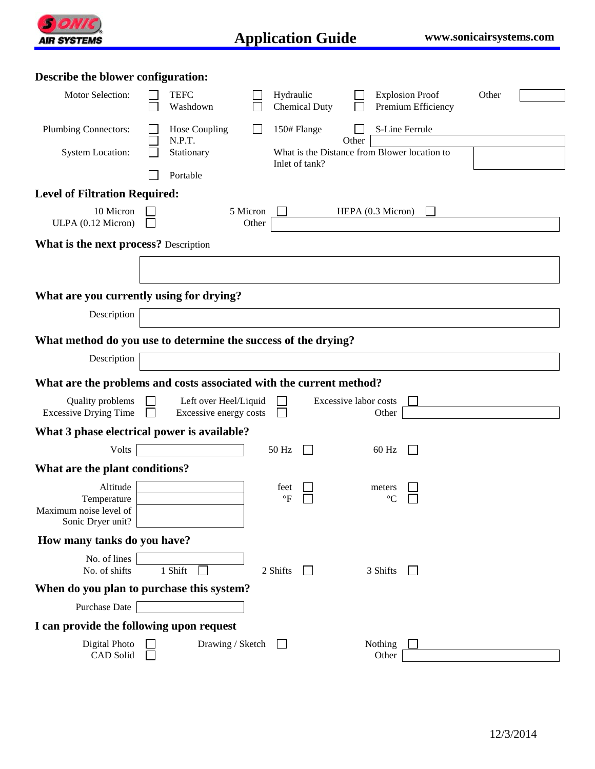## Describe the blower configuration:

Motor Selection: ☐ TEFC ☐ Washdown ☐ Hydraulic ☐ Chemical Duty ☐ Explosion Proof ☐ Premium Efficiency Other ______

Plumbing Connectors: ☐ Hose Coupling ☐ N.P.T. ☐ 150# Flange ☐ S-Line Ferrule Other ______

System Location: ☐ Stationary ☐ Portable

What is the Distance from Blower location to Inlet of tank? ______

## Level of Filtration Required:

10 Micron ☐ 5 Micron ☐ HEPA (0.3 Micron) ☐

ULPA (0.12 Micron) ☐ Other ______

## What is the next process? Description

______

## What are you currently using for drying?

Description ______

## What method do you use to determine the success of the drying?

Description ______

## What are the problems and costs associated with the current method?

Quality problems ☐ Left over Heel/Liquid ☐ Excessive labor costs ☐

Excessive Drying Time ☐ Excessive energy costs ☐ Other ______

## What 3 phase electrical power is available?

Volts ______ 50 Hz ☐ 60 Hz ☐

## What are the plant conditions?

Altitude ______ feet ☐ meters ☐

Temperature ______ °F ☐ °C ☐

Maximum noise level of Sonic Dryer unit? ______

## How many tanks do you have?

No. of lines ______

No. of shifts 1 Shift ☐ 2 Shifts ☐ 3 Shifts ☐

## When do you plan to purchase this system?

Purchase Date ______

## I can provide the following upon request

Digital Photo ☐ Drawing / Sketch ☐ Nothing ☐

CAD Solid ☐ Other ______

12/3/2014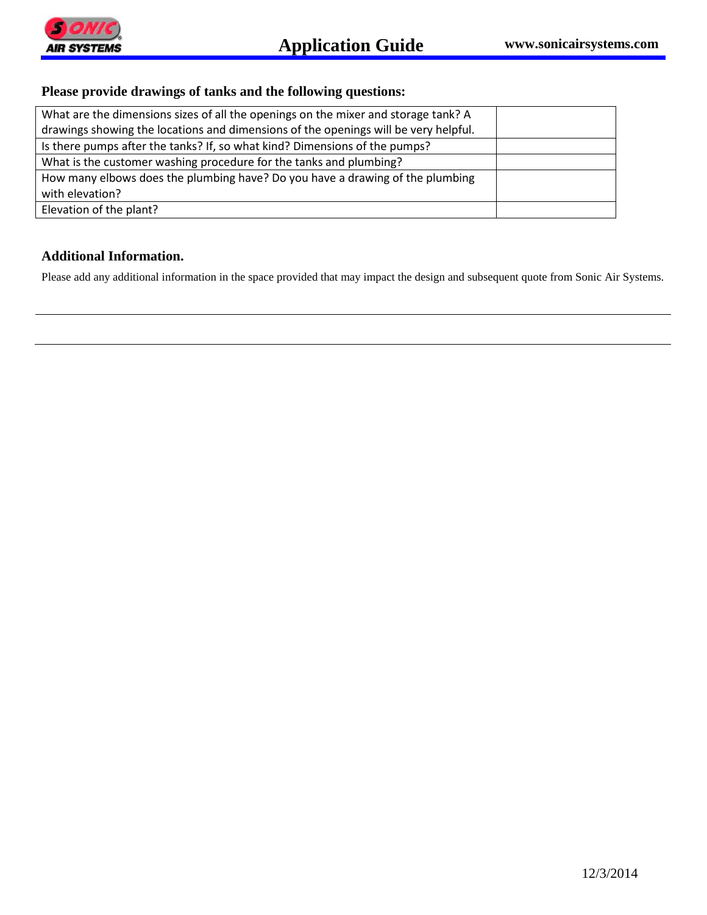**Please provide drawings of tanks and the following questions:**

| | |
|---|---|
| What are the dimensions sizes of all the openings on the mixer and storage tank? A drawings showing the locations and dimensions of the openings will be very helpful. | |
| Is there pumps after the tanks? If, so what kind? Dimensions of the pumps? | |
| What is the customer washing procedure for the tanks and plumbing? | |
| How many elbows does the plumbing have? Do you have a drawing of the plumbing with elevation? | |
| Elevation of the plant? | |

**Additional Information.**

Please add any additional information in the space provided that may impact the design and subsequent quote from Sonic Air Systems.

______________________________________________________________________

______________________________________________________________________